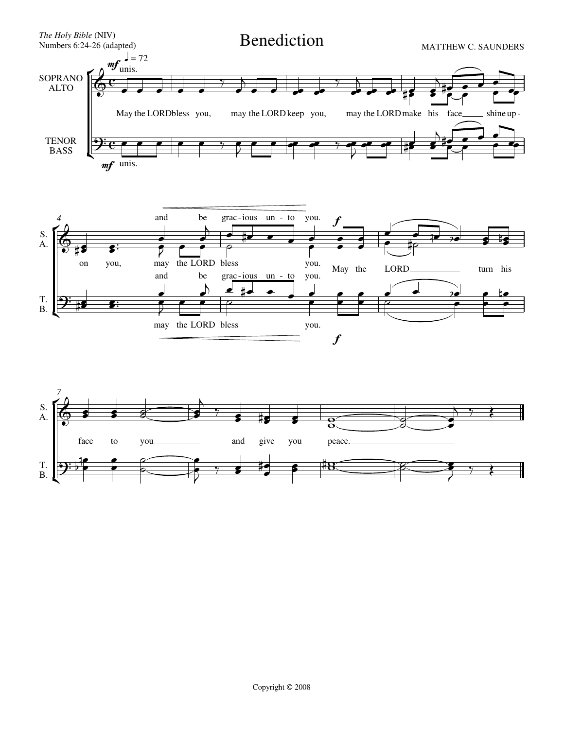*The Holy Bible* (NIV)
Numbers 6:24-26 (adapted)

# Benediction

MATTHEW C. SAUNDERS

Copyright © 2008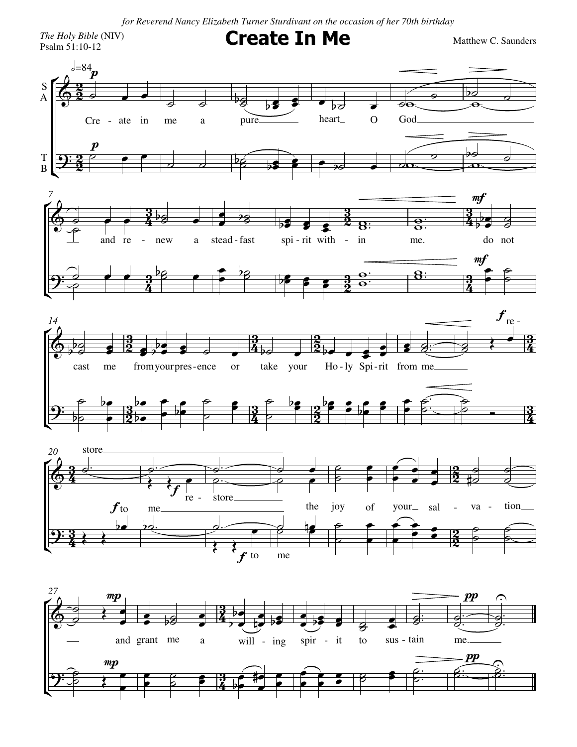*for Reverend Nancy Elizabeth Turner Sturdivant on the occasion of her 70th birthday*

*The Holy Bible* (NIV)
Psalm 51:10-12

# Create In Me

Matthew C. Saunders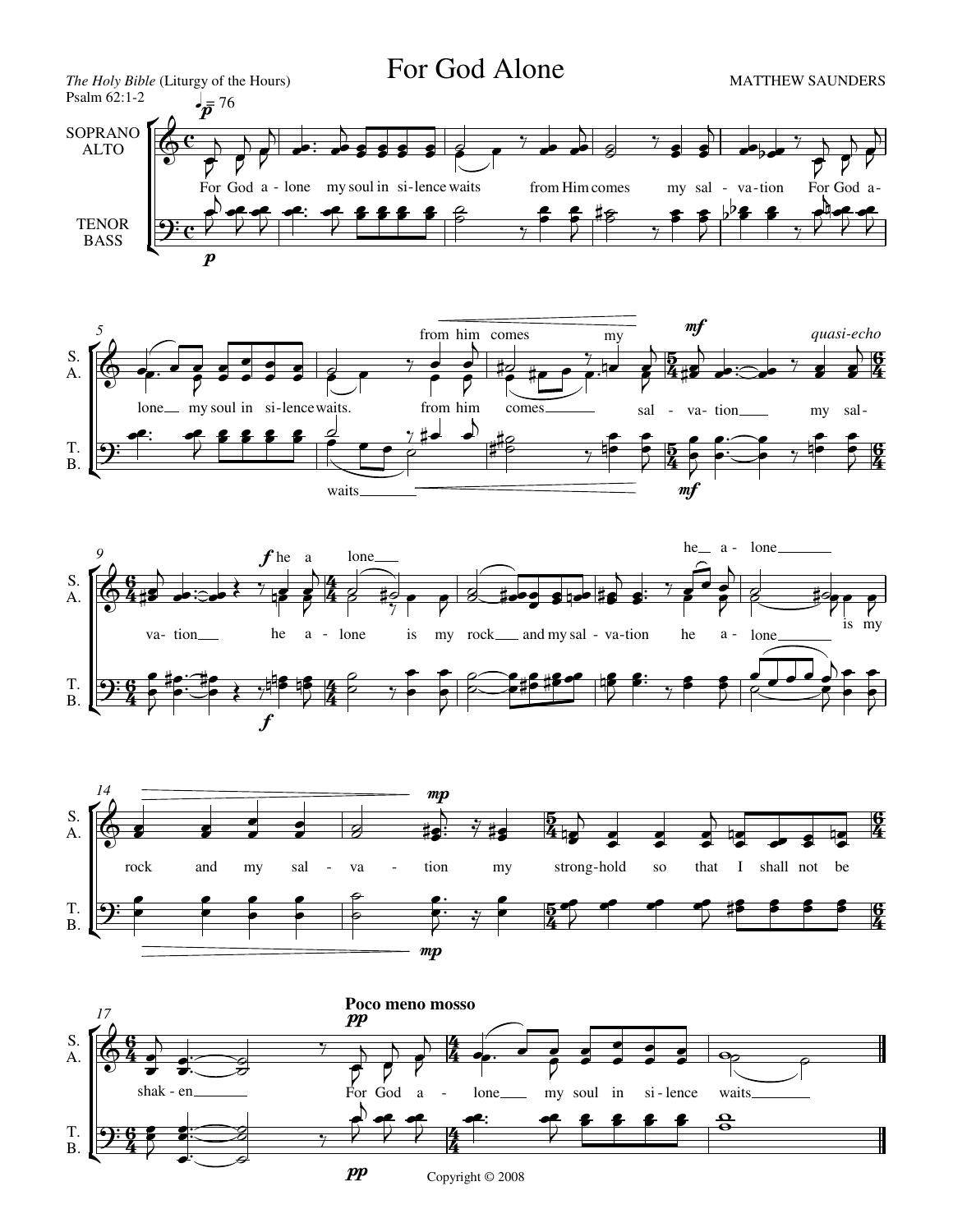# For God Alone

*The Holy Bible* (Liturgy of the Hours)
Psalm 62:1-2

MATTHEW SAUNDERS

Copyright © 2008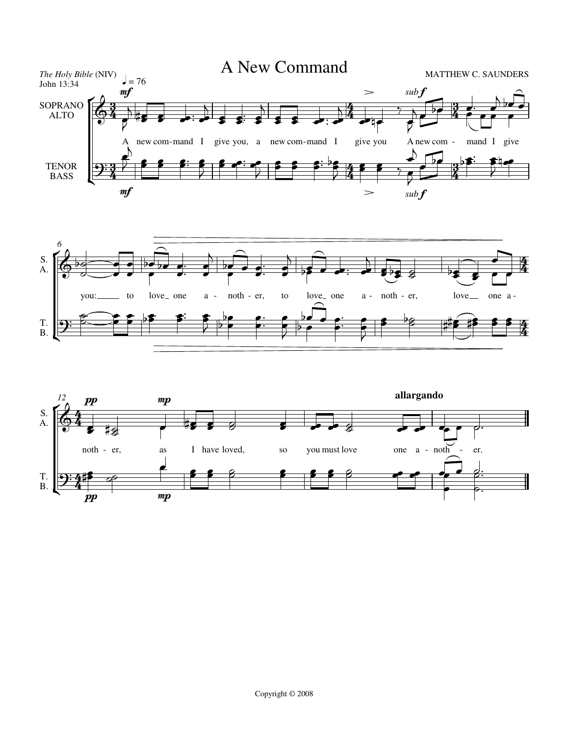# A New Command

*The Holy Bible* (NIV)
John 13:34

MATTHEW C. SAUNDERS

Copyright © 2008